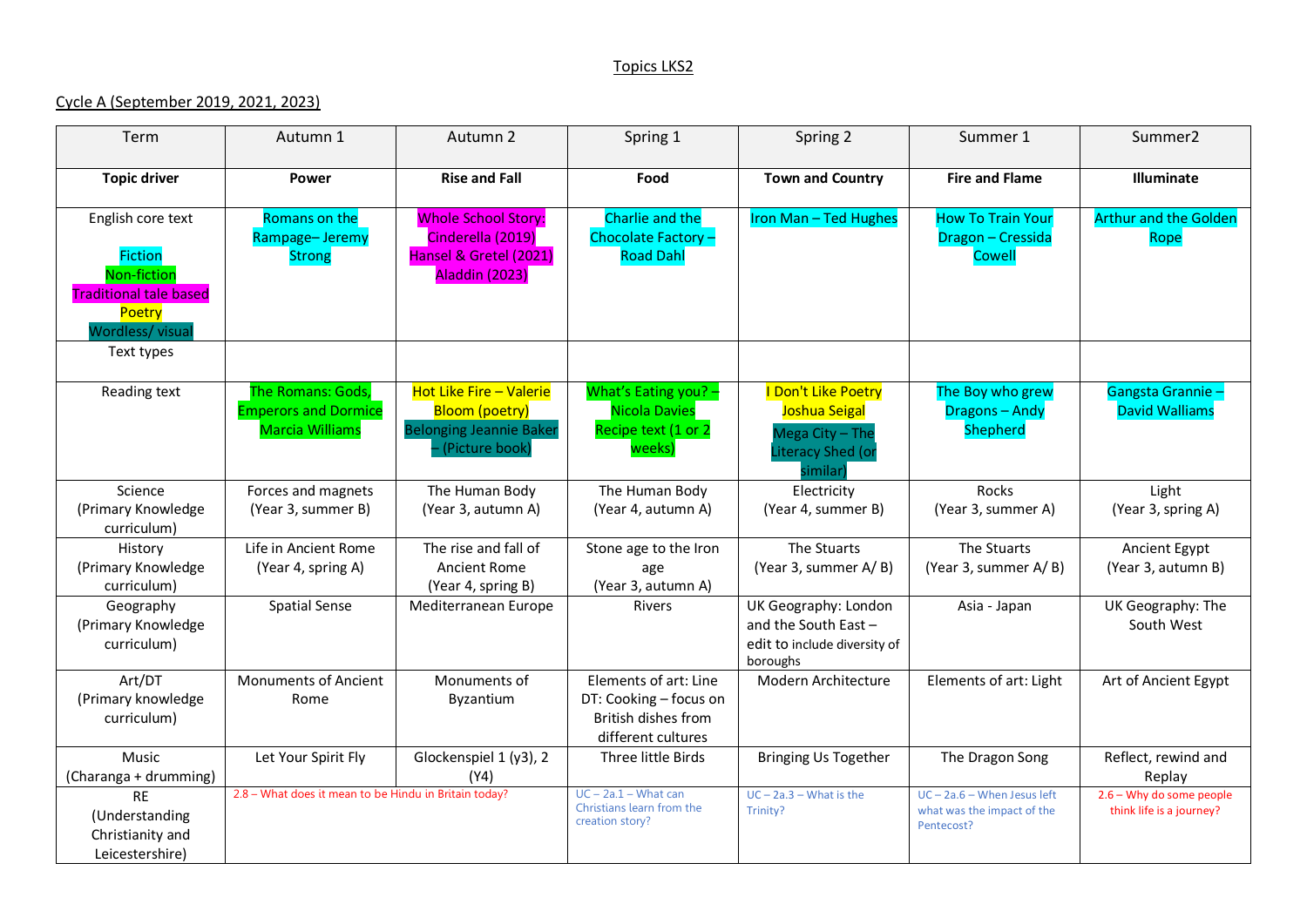Topics LKS2

Cycle A (September 2019, 2021, 2023)

| Term | Autumn 1 | Autumn 2 | Spring 1 | Spring 2 | Summer 1 | Summer2 |
|---|---|---|---|---|---|---|
| **Topic driver** | **Power** | **Rise and Fall** | **Food** | **Town and Country** | **Fire and Flame** | **Illuminate** |
| English core text<br><br>Fiction<br>Non-fiction<br>Traditional tale based<br>Poetry<br>Wordless/ visual | Romans on the Rampage– Jeremy Strong | Whole School Story: Cinderella (2019) Hansel & Gretel (2021) Aladdin (2023) | Charlie and the Chocolate Factory – Road Dahl | Iron Man – Ted Hughes | How To Train Your Dragon – Cressida Cowell | Arthur and the Golden Rope |
| Text types | | | | | | |
| Reading text | The Romans: Gods, Emperors and Dormice Marcia Williams | Hot Like Fire – Valerie Bloom (poetry)<br>Belonging Jeannie Baker – (Picture book) | What's Eating you? – Nicola Davies<br>Recipe text (1 or 2 weeks) | I Don't Like Poetry Joshua Seigal<br>Mega City – The Literacy Shed (or similar) | The Boy who grew Dragons – Andy Shepherd | Gangsta Grannie – David Walliams |
| Science<br>(Primary Knowledge curriculum) | Forces and magnets<br>(Year 3, summer B) | The Human Body<br>(Year 3, autumn A) | The Human Body<br>(Year 4, autumn A) | Electricity<br>(Year 4, summer B) | Rocks<br>(Year 3, summer A) | Light<br>(Year 3, spring A) |
| History<br>(Primary Knowledge curriculum) | Life in Ancient Rome<br>(Year 4, spring A) | The rise and fall of Ancient Rome<br>(Year 4, spring B) | Stone age to the Iron age<br>(Year 3, autumn A) | The Stuarts<br>(Year 3, summer A/ B) | The Stuarts<br>(Year 3, summer A/ B) | Ancient Egypt<br>(Year 3, autumn B) |
| Geography<br>(Primary Knowledge curriculum) | Spatial Sense | Mediterranean Europe | Rivers | UK Geography: London and the South East – edit to include diversity of boroughs | Asia - Japan | UK Geography: The South West |
| Art/DT<br>(Primary knowledge curriculum) | Monuments of Ancient Rome | Monuments of Byzantium | Elements of art: Line<br>DT: Cooking – focus on British dishes from different cultures | Modern Architecture | Elements of art: Light | Art of Ancient Egypt |
| Music<br>(Charanga + drumming) | Let Your Spirit Fly | Glockenspiel 1 (y3), 2 (Y4) | Three little Birds | Bringing Us Together | The Dragon Song | Reflect, rewind and Replay |
| RE<br>(Understanding Christianity and Leicestershire) | 2.8 – What does it mean to be Hindu in Britain today? | | UC – 2a.1 – What can Christians learn from the creation story? | UC – 2a.3 – What is the Trinity? | UC – 2a.6 – When Jesus left what was the impact of the Pentecost? | 2.6 – Why do some people think life is a journey? |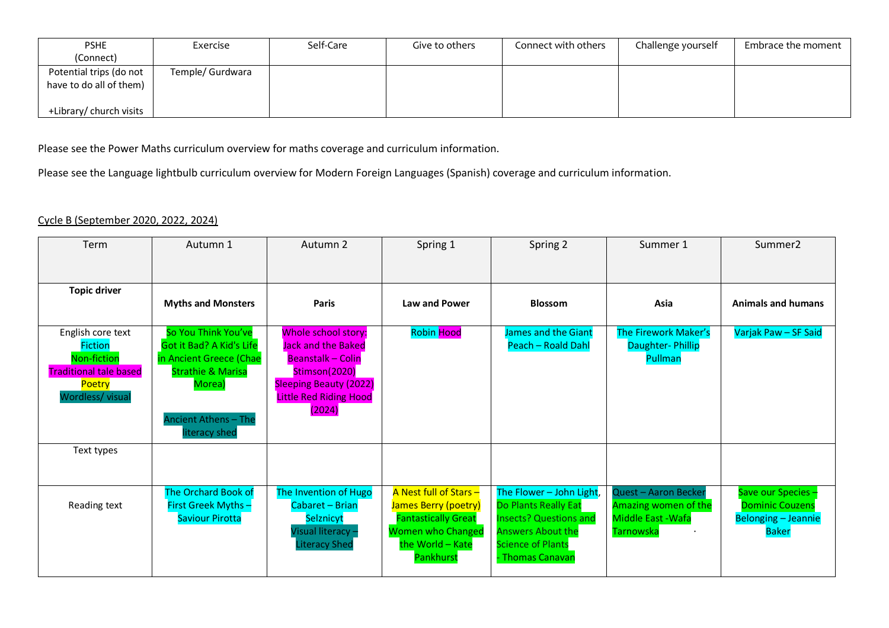| PSHE (Connect) | Exercise | Self-Care | Give to others | Connect with others | Challenge yourself | Embrace the moment |
|---|---|---|---|---|---|---|
| Potential trips (do not have to do all of them) +Library/ church visits | Temple/ Gurdwara | | | | | |

Please see the Power Maths curriculum overview for maths coverage and curriculum information.

Please see the Language lightbulb curriculum overview for Modern Foreign Languages (Spanish) coverage and curriculum information.

Cycle B (September 2020, 2022, 2024)

| Term | Autumn 1 | Autumn 2 | Spring 1 | Spring 2 | Summer 1 | Summer2 |
|---|---|---|---|---|---|---|
| **Topic driver** | **Myths and Monsters** | **Paris** | **Law and Power** | **Blossom** | **Asia** | **Animals and humans** |
| English core text<br>Fiction<br>Non-fiction<br>Traditional tale based<br>Poetry<br>Wordless/ visual | So You Think You've Got it Bad? A Kid's Life in Ancient Greece (Chae Strathie & Marisa Morea)<br><br>Ancient Athens – The literacy shed | Whole school story: Jack and the Baked Beanstalk – Colin Stimson(2020) Sleeping Beauty (2022) Little Red Riding Hood (2024) | Robin Hood | James and the Giant Peach – Roald Dahl | The Firework Maker's Daughter- Phillip Pullman | Varjak Paw – SF Said |
| Text types | | | | | | |
| Reading text | The Orchard Book of First Greek Myths – Saviour Pirotta | The Invention of Hugo Cabaret – Brian Selznicyt<br>Visual literacy – Literacy Shed | A Nest full of Stars – James Berry (poetry)<br>Fantastically Great Women who Changed the World – Kate Pankhurst | The Flower – John Light, Do Plants Really Eat Insects? Questions and Answers About the Science of Plants - Thomas Canavan | Quest – Aaron Becker<br>Amazing women of the Middle East -Wafa Tarnowska | Save our Species – Dominic Couzens<br>Belonging – Jeannie Baker |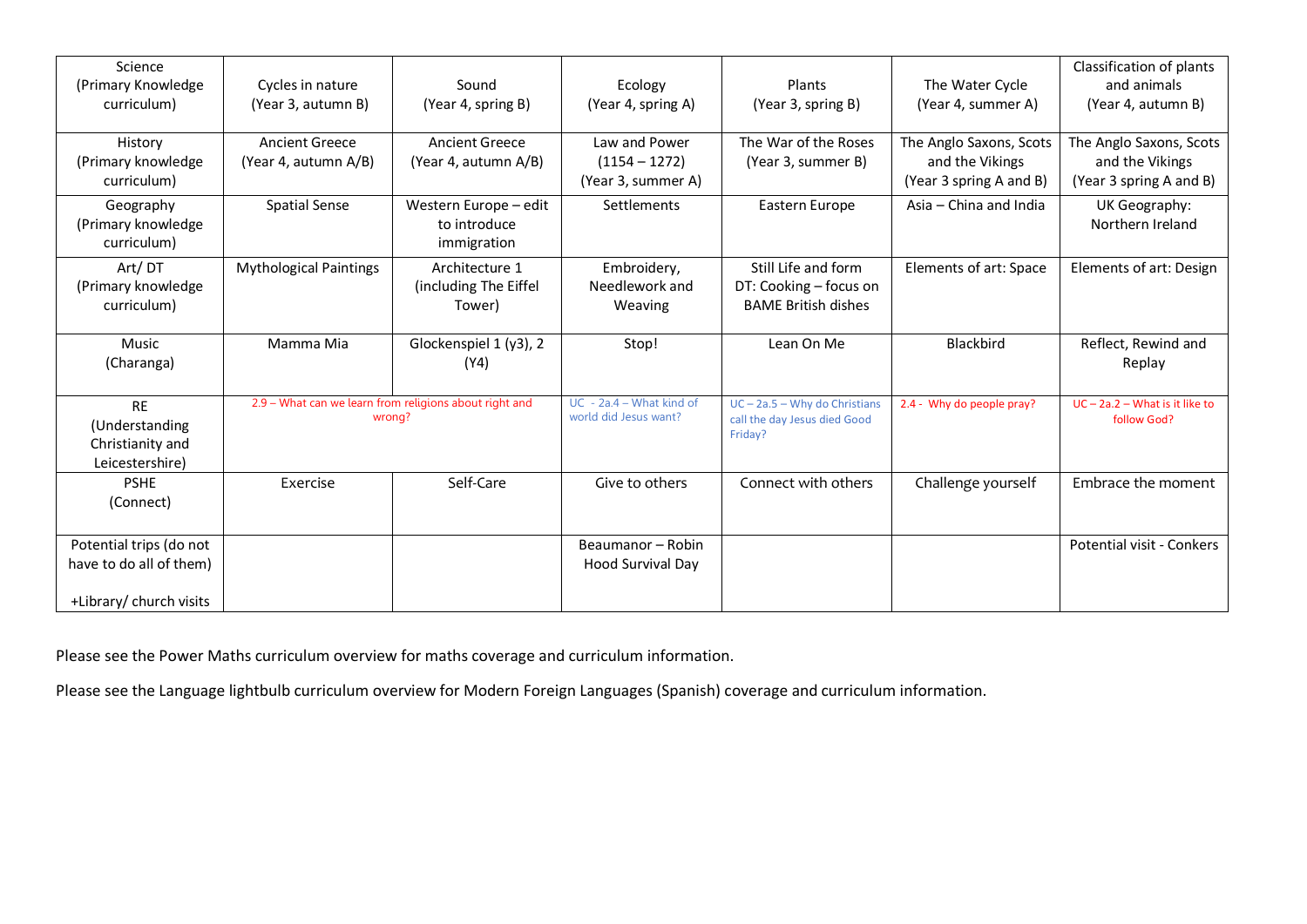| | | | | | | |
|---|---|---|---|---|---|---|
| Science (Primary Knowledge curriculum) | Cycles in nature (Year 3, autumn B) | Sound (Year 4, spring B) | Ecology (Year 4, spring A) | Plants (Year 3, spring B) | The Water Cycle (Year 4, summer A) | Classification of plants and animals (Year 4, autumn B) |
| History (Primary knowledge curriculum) | Ancient Greece (Year 4, autumn A/B) | Ancient Greece (Year 4, autumn A/B) | Law and Power (1154 – 1272) (Year 3, summer A) | The War of the Roses (Year 3, summer B) | The Anglo Saxons, Scots and the Vikings (Year 3 spring A and B) | The Anglo Saxons, Scots and the Vikings (Year 3 spring A and B) |
| Geography (Primary knowledge curriculum) | Spatial Sense | Western Europe – edit to introduce immigration | Settlements | Eastern Europe | Asia – China and India | UK Geography: Northern Ireland |
| Art/ DT (Primary knowledge curriculum) | Mythological Paintings | Architecture 1 (including The Eiffel Tower) | Embroidery, Needlework and Weaving | Still Life and form DT: Cooking – focus on BAME British dishes | Elements of art: Space | Elements of art: Design |
| Music (Charanga) | Mamma Mia | Glockenspiel 1 (y3), 2 (Y4) | Stop! | Lean On Me | Blackbird | Reflect, Rewind and Replay |
| RE (Understanding Christianity and Leicestershire) | 2.9 – What can we learn from religions about right and wrong? | | UC - 2a.4 – What kind of world did Jesus want? | UC – 2a.5 – Why do Christians call the day Jesus died Good Friday? | 2.4 - Why do people pray? | UC – 2a.2 – What is it like to follow God? |
| PSHE (Connect) | Exercise | Self-Care | Give to others | Connect with others | Challenge yourself | Embrace the moment |
| Potential trips (do not have to do all of them) +Library/ church visits | | | Beaumanor – Robin Hood Survival Day | | | Potential visit - Conkers |

Please see the Power Maths curriculum overview for maths coverage and curriculum information.

Please see the Language lightbulb curriculum overview for Modern Foreign Languages (Spanish) coverage and curriculum information.